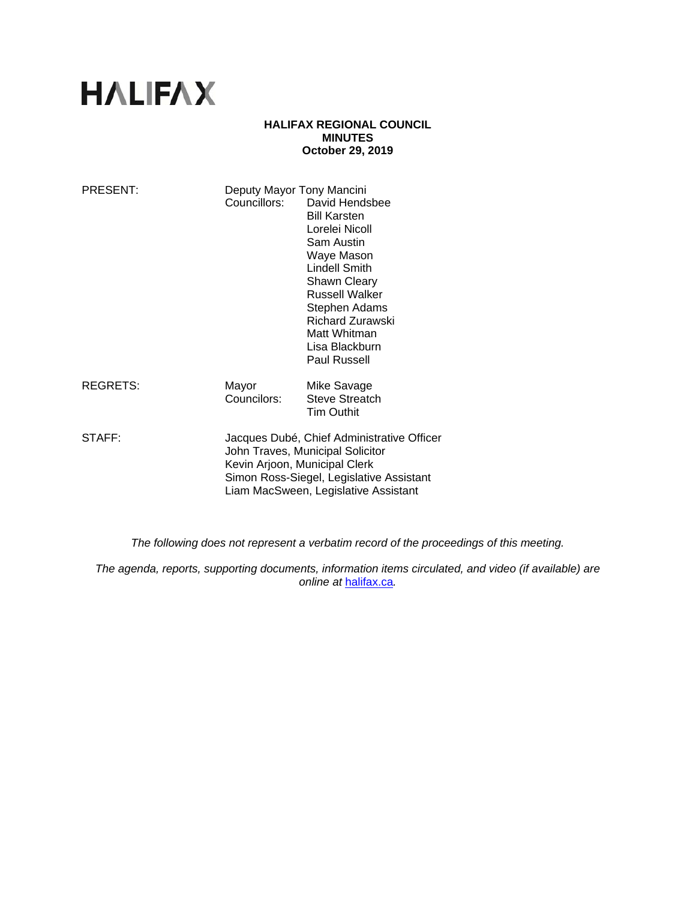HALIFAX

**HALIFAX REGIONAL COUNCIL**
**MINUTES**
**October 29, 2019**

| | | |
|---|---|---|
| PRESENT: | Deputy Mayor Tony Mancini | |
| | Councillors: | David Hendsbee |
| | | Bill Karsten |
| | | Lorelei Nicoll |
| | | Sam Austin |
| | | Waye Mason |
| | | Lindell Smith |
| | | Shawn Cleary |
| | | Russell Walker |
| | | Stephen Adams |
| | | Richard Zurawski |
| | | Matt Whitman |
| | | Lisa Blackburn |
| | | Paul Russell |
| REGRETS: | Mayor | Mike Savage |
| | Councilors: | Steve Streatch |
| | | Tim Outhit |
| STAFF: | Jacques Dubé, Chief Administrative Officer | |
| | John Traves, Municipal Solicitor | |
| | Kevin Arjoon, Municipal Clerk | |
| | Simon Ross-Siegel, Legislative Assistant | |
| | Liam MacSween, Legislative Assistant | |

*The following does not represent a verbatim record of the proceedings of this meeting.*

*The agenda, reports, supporting documents, information items circulated, and video (if available) are online at halifax.ca.*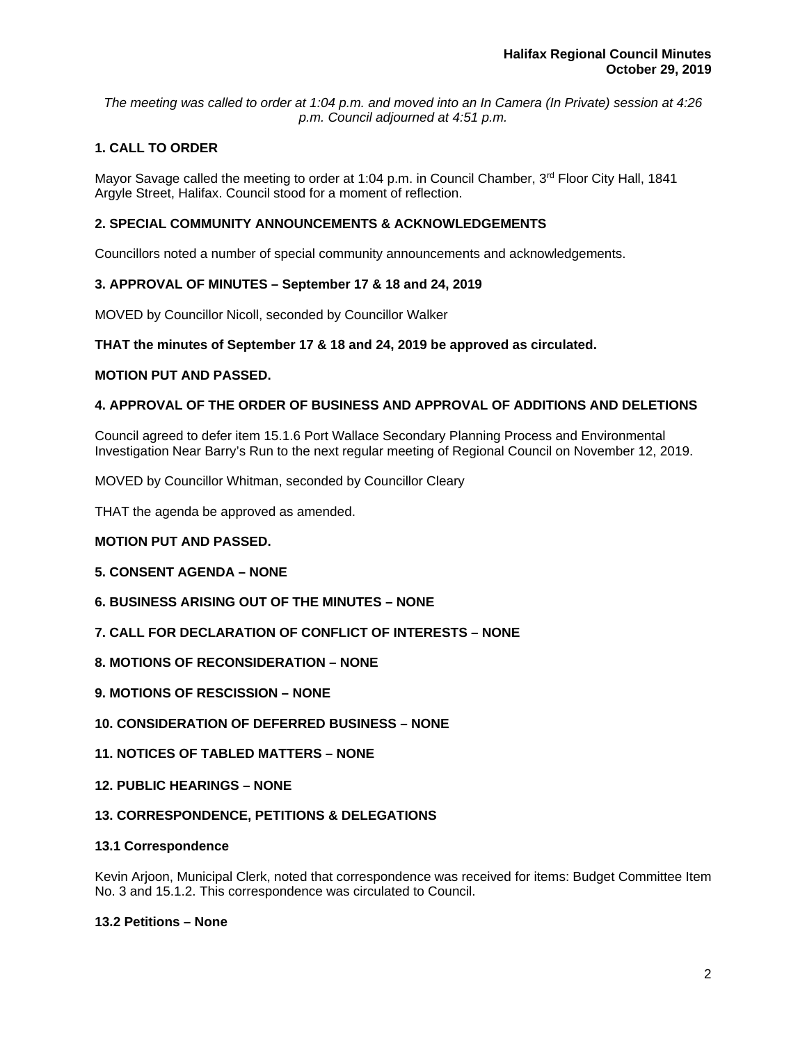*The meeting was called to order at 1:04 p.m. and moved into an In Camera (In Private) session at 4:26 p.m. Council adjourned at 4:51 p.m.*

## 1. CALL TO ORDER

Mayor Savage called the meeting to order at 1:04 p.m. in Council Chamber, 3rd Floor City Hall, 1841 Argyle Street, Halifax. Council stood for a moment of reflection.

## 2. SPECIAL COMMUNITY ANNOUNCEMENTS & ACKNOWLEDGEMENTS

Councillors noted a number of special community announcements and acknowledgements.

## 3. APPROVAL OF MINUTES – September 17 & 18 and 24, 2019

MOVED by Councillor Nicoll, seconded by Councillor Walker

**THAT the minutes of September 17 & 18 and 24, 2019 be approved as circulated.**

**MOTION PUT AND PASSED.**

## 4. APPROVAL OF THE ORDER OF BUSINESS AND APPROVAL OF ADDITIONS AND DELETIONS

Council agreed to defer item 15.1.6 Port Wallace Secondary Planning Process and Environmental Investigation Near Barry's Run to the next regular meeting of Regional Council on November 12, 2019.

MOVED by Councillor Whitman, seconded by Councillor Cleary

THAT the agenda be approved as amended.

**MOTION PUT AND PASSED.**

## 5. CONSENT AGENDA – NONE

## 6. BUSINESS ARISING OUT OF THE MINUTES – NONE

## 7. CALL FOR DECLARATION OF CONFLICT OF INTERESTS – NONE

## 8. MOTIONS OF RECONSIDERATION – NONE

## 9. MOTIONS OF RESCISSION – NONE

## 10. CONSIDERATION OF DEFERRED BUSINESS – NONE

## 11. NOTICES OF TABLED MATTERS – NONE

## 12. PUBLIC HEARINGS – NONE

## 13. CORRESPONDENCE, PETITIONS & DELEGATIONS

### 13.1 Correspondence

Kevin Arjoon, Municipal Clerk, noted that correspondence was received for items: Budget Committee Item No. 3 and 15.1.2. This correspondence was circulated to Council.

### 13.2 Petitions – None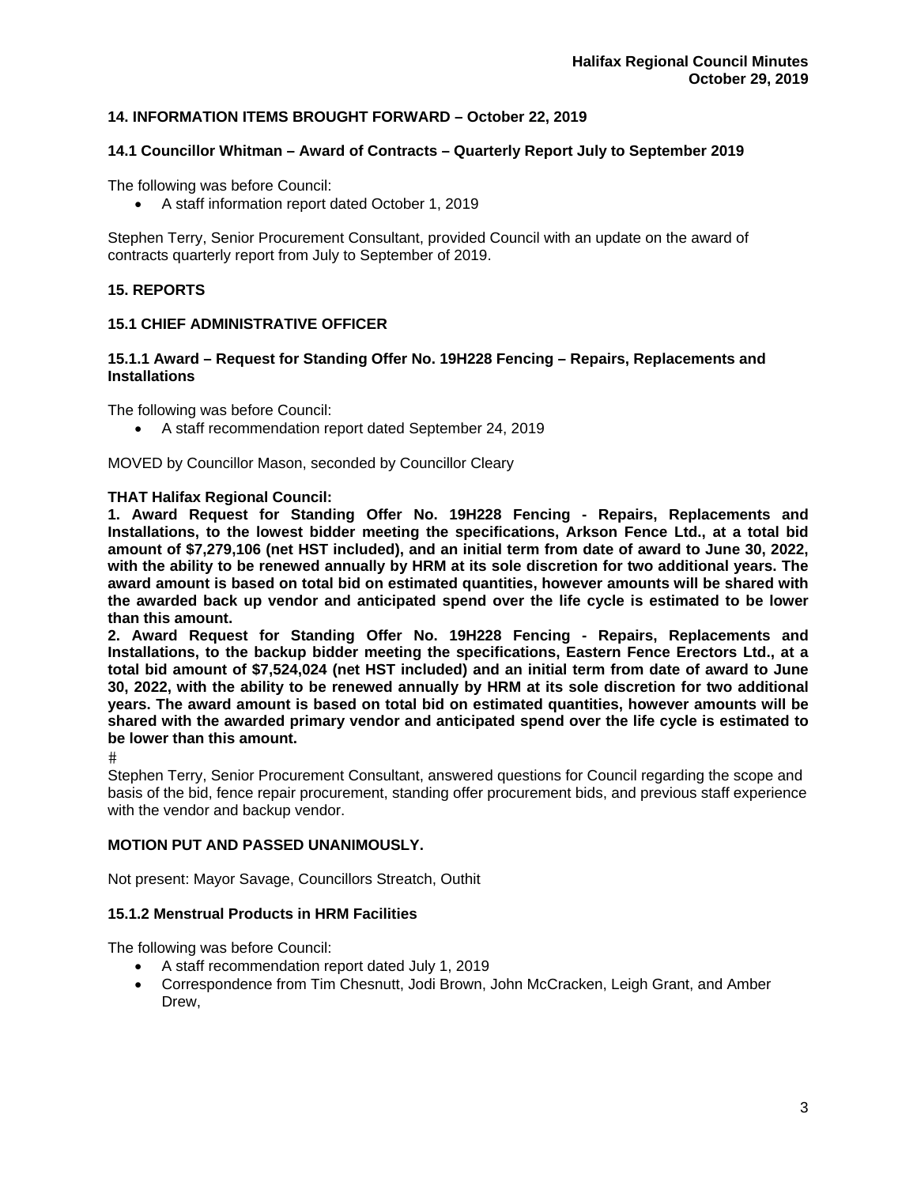### 14. INFORMATION ITEMS BROUGHT FORWARD – October 22, 2019

### 14.1 Councillor Whitman – Award of Contracts – Quarterly Report July to September 2019

The following was before Council:

- A staff information report dated October 1, 2019

Stephen Terry, Senior Procurement Consultant, provided Council with an update on the award of contracts quarterly report from July to September of 2019.

### 15. REPORTS

### 15.1 CHIEF ADMINISTRATIVE OFFICER

### 15.1.1 Award – Request for Standing Offer No. 19H228 Fencing – Repairs, Replacements and Installations

The following was before Council:

- A staff recommendation report dated September 24, 2019

MOVED by Councillor Mason, seconded by Councillor Cleary

**THAT Halifax Regional Council:**
**1. Award Request for Standing Offer No. 19H228 Fencing - Repairs, Replacements and Installations, to the lowest bidder meeting the specifications, Arkson Fence Ltd., at a total bid amount of $7,279,106 (net HST included), and an initial term from date of award to June 30, 2022, with the ability to be renewed annually by HRM at its sole discretion for two additional years. The award amount is based on total bid on estimated quantities, however amounts will be shared with the awarded back up vendor and anticipated spend over the life cycle is estimated to be lower than this amount.**
**2. Award Request for Standing Offer No. 19H228 Fencing - Repairs, Replacements and Installations, to the backup bidder meeting the specifications, Eastern Fence Erectors Ltd., at a total bid amount of $7,524,024 (net HST included) and an initial term from date of award to June 30, 2022, with the ability to be renewed annually by HRM at its sole discretion for two additional years. The award amount is based on total bid on estimated quantities, however amounts will be shared with the awarded primary vendor and anticipated spend over the life cycle is estimated to be lower than this amount.**

#

Stephen Terry, Senior Procurement Consultant, answered questions for Council regarding the scope and basis of the bid, fence repair procurement, standing offer procurement bids, and previous staff experience with the vendor and backup vendor.

**MOTION PUT AND PASSED UNANIMOUSLY.**

Not present: Mayor Savage, Councillors Streatch, Outhit

### 15.1.2 Menstrual Products in HRM Facilities

The following was before Council:

- A staff recommendation report dated July 1, 2019
- Correspondence from Tim Chesnutt, Jodi Brown, John McCracken, Leigh Grant, and Amber Drew,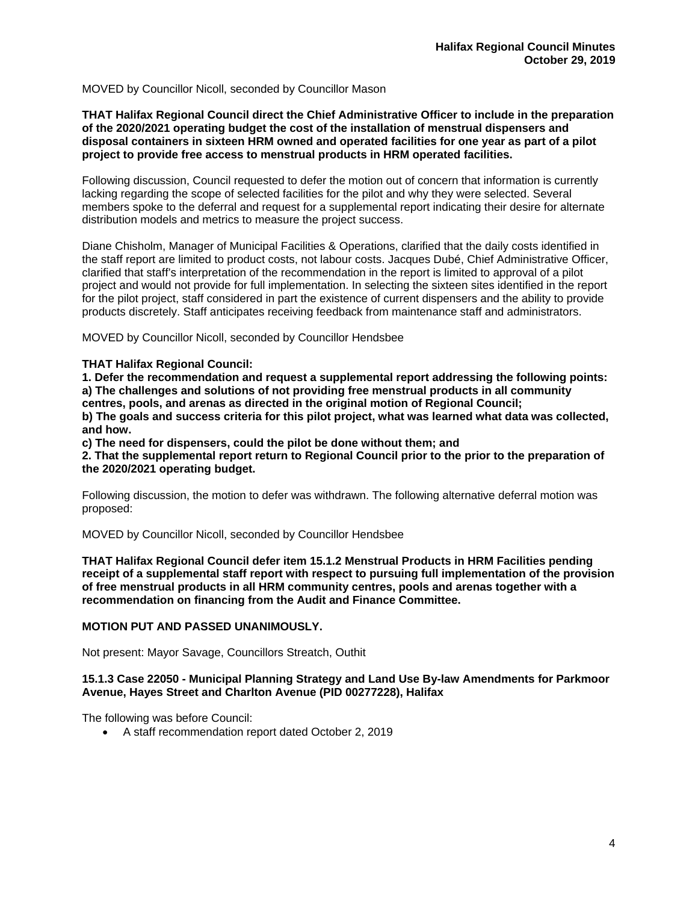MOVED by Councillor Nicoll, seconded by Councillor Mason

**THAT Halifax Regional Council direct the Chief Administrative Officer to include in the preparation of the 2020/2021 operating budget the cost of the installation of menstrual dispensers and disposal containers in sixteen HRM owned and operated facilities for one year as part of a pilot project to provide free access to menstrual products in HRM operated facilities.**

Following discussion, Council requested to defer the motion out of concern that information is currently lacking regarding the scope of selected facilities for the pilot and why they were selected. Several members spoke to the deferral and request for a supplemental report indicating their desire for alternate distribution models and metrics to measure the project success.

Diane Chisholm, Manager of Municipal Facilities & Operations, clarified that the daily costs identified in the staff report are limited to product costs, not labour costs. Jacques Dubé, Chief Administrative Officer, clarified that staff's interpretation of the recommendation in the report is limited to approval of a pilot project and would not provide for full implementation. In selecting the sixteen sites identified in the report for the pilot project, staff considered in part the existence of current dispensers and the ability to provide products discretely. Staff anticipates receiving feedback from maintenance staff and administrators.

MOVED by Councillor Nicoll, seconded by Councillor Hendsbee

**THAT Halifax Regional Council:**
**1. Defer the recommendation and request a supplemental report addressing the following points:**
**a) The challenges and solutions of not providing free menstrual products in all community centres, pools, and arenas as directed in the original motion of Regional Council;**
**b) The goals and success criteria for this pilot project, what was learned what data was collected, and how.**
**c) The need for dispensers, could the pilot be done without them; and**
**2. That the supplemental report return to Regional Council prior to the prior to the preparation of the 2020/2021 operating budget.**

Following discussion, the motion to defer was withdrawn. The following alternative deferral motion was proposed:

MOVED by Councillor Nicoll, seconded by Councillor Hendsbee

**THAT Halifax Regional Council defer item 15.1.2 Menstrual Products in HRM Facilities pending receipt of a supplemental staff report with respect to pursuing full implementation of the provision of free menstrual products in all HRM community centres, pools and arenas together with a recommendation on financing from the Audit and Finance Committee.**

**MOTION PUT AND PASSED UNANIMOUSLY.**

Not present: Mayor Savage, Councillors Streatch, Outhit

**15.1.3 Case 22050 - Municipal Planning Strategy and Land Use By-law Amendments for Parkmoor Avenue, Hayes Street and Charlton Avenue (PID 00277228), Halifax**

The following was before Council:

- A staff recommendation report dated October 2, 2019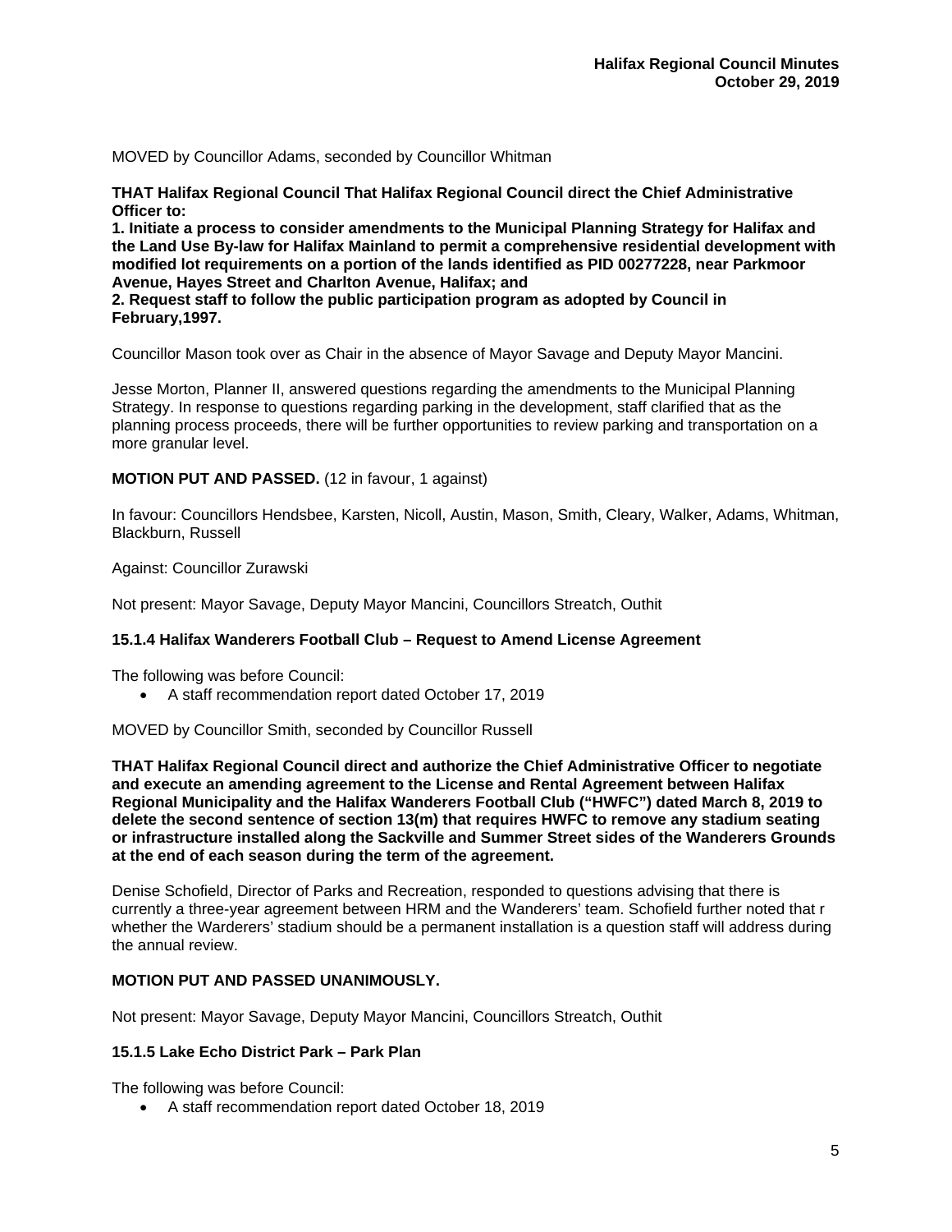MOVED by Councillor Adams, seconded by Councillor Whitman

**THAT Halifax Regional Council That Halifax Regional Council direct the Chief Administrative Officer to:**
**1. Initiate a process to consider amendments to the Municipal Planning Strategy for Halifax and the Land Use By-law for Halifax Mainland to permit a comprehensive residential development with modified lot requirements on a portion of the lands identified as PID 00277228, near Parkmoor Avenue, Hayes Street and Charlton Avenue, Halifax; and**
**2. Request staff to follow the public participation program as adopted by Council in February,1997.**

Councillor Mason took over as Chair in the absence of Mayor Savage and Deputy Mayor Mancini.

Jesse Morton, Planner II, answered questions regarding the amendments to the Municipal Planning Strategy. In response to questions regarding parking in the development, staff clarified that as the planning process proceeds, there will be further opportunities to review parking and transportation on a more granular level.

**MOTION PUT AND PASSED.** (12 in favour, 1 against)

In favour: Councillors Hendsbee, Karsten, Nicoll, Austin, Mason, Smith, Cleary, Walker, Adams, Whitman, Blackburn, Russell

Against: Councillor Zurawski

Not present: Mayor Savage, Deputy Mayor Mancini, Councillors Streatch, Outhit

### 15.1.4 Halifax Wanderers Football Club – Request to Amend License Agreement

The following was before Council:

- A staff recommendation report dated October 17, 2019

MOVED by Councillor Smith, seconded by Councillor Russell

**THAT Halifax Regional Council direct and authorize the Chief Administrative Officer to negotiate and execute an amending agreement to the License and Rental Agreement between Halifax Regional Municipality and the Halifax Wanderers Football Club ("HWFC") dated March 8, 2019 to delete the second sentence of section 13(m) that requires HWFC to remove any stadium seating or infrastructure installed along the Sackville and Summer Street sides of the Wanderers Grounds at the end of each season during the term of the agreement.**

Denise Schofield, Director of Parks and Recreation, responded to questions advising that there is currently a three-year agreement between HRM and the Wanderers' team. Schofield further noted that r whether the Warderers' stadium should be a permanent installation is a question staff will address during the annual review.

**MOTION PUT AND PASSED UNANIMOUSLY.**

Not present: Mayor Savage, Deputy Mayor Mancini, Councillors Streatch, Outhit

### 15.1.5 Lake Echo District Park – Park Plan

The following was before Council:

- A staff recommendation report dated October 18, 2019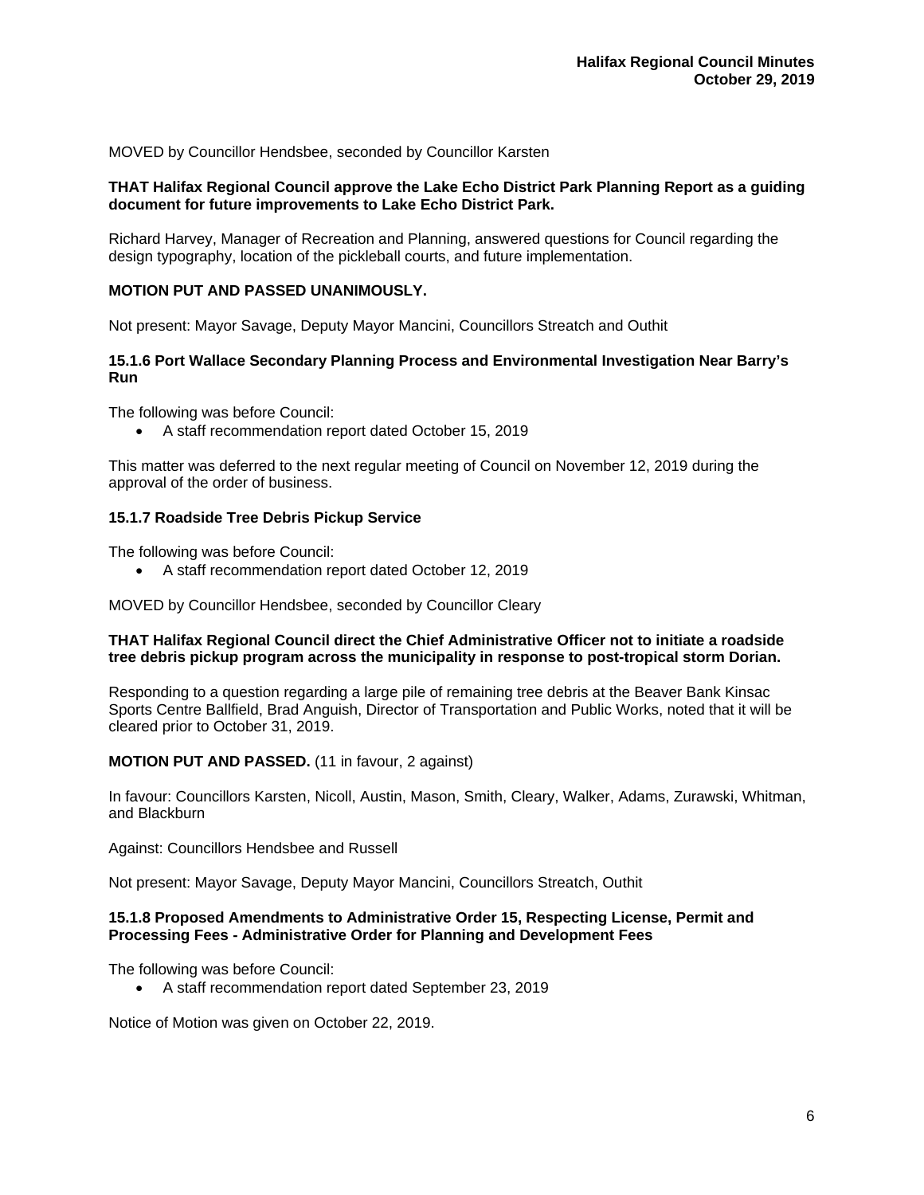MOVED by Councillor Hendsbee, seconded by Councillor Karsten

**THAT Halifax Regional Council approve the Lake Echo District Park Planning Report as a guiding document for future improvements to Lake Echo District Park.**

Richard Harvey, Manager of Recreation and Planning, answered questions for Council regarding the design typography, location of the pickleball courts, and future implementation.

**MOTION PUT AND PASSED UNANIMOUSLY.**

Not present: Mayor Savage, Deputy Mayor Mancini, Councillors Streatch and Outhit

### 15.1.6 Port Wallace Secondary Planning Process and Environmental Investigation Near Barry's Run

The following was before Council:

- A staff recommendation report dated October 15, 2019

This matter was deferred to the next regular meeting of Council on November 12, 2019 during the approval of the order of business.

### 15.1.7 Roadside Tree Debris Pickup Service

The following was before Council:

- A staff recommendation report dated October 12, 2019

MOVED by Councillor Hendsbee, seconded by Councillor Cleary

**THAT Halifax Regional Council direct the Chief Administrative Officer not to initiate a roadside tree debris pickup program across the municipality in response to post-tropical storm Dorian.**

Responding to a question regarding a large pile of remaining tree debris at the Beaver Bank Kinsac Sports Centre Ballfield, Brad Anguish, Director of Transportation and Public Works, noted that it will be cleared prior to October 31, 2019.

**MOTION PUT AND PASSED.** (11 in favour, 2 against)

In favour: Councillors Karsten, Nicoll, Austin, Mason, Smith, Cleary, Walker, Adams, Zurawski, Whitman, and Blackburn

Against: Councillors Hendsbee and Russell

Not present: Mayor Savage, Deputy Mayor Mancini, Councillors Streatch, Outhit

### 15.1.8 Proposed Amendments to Administrative Order 15, Respecting License, Permit and Processing Fees - Administrative Order for Planning and Development Fees

The following was before Council:

- A staff recommendation report dated September 23, 2019

Notice of Motion was given on October 22, 2019.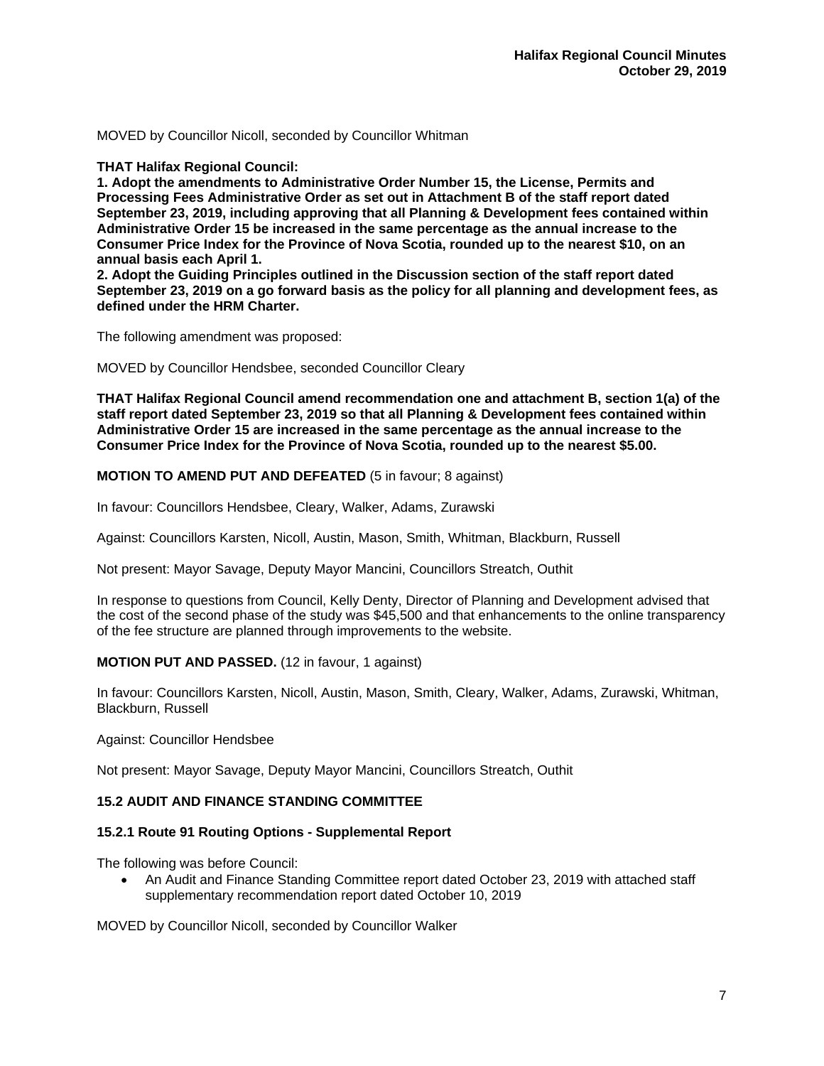MOVED by Councillor Nicoll, seconded by Councillor Whitman

**THAT Halifax Regional Council:**
**1. Adopt the amendments to Administrative Order Number 15, the License, Permits and Processing Fees Administrative Order as set out in Attachment B of the staff report dated September 23, 2019, including approving that all Planning & Development fees contained within Administrative Order 15 be increased in the same percentage as the annual increase to the Consumer Price Index for the Province of Nova Scotia, rounded up to the nearest $10, on an annual basis each April 1.**
**2. Adopt the Guiding Principles outlined in the Discussion section of the staff report dated September 23, 2019 on a go forward basis as the policy for all planning and development fees, as defined under the HRM Charter.**

The following amendment was proposed:

MOVED by Councillor Hendsbee, seconded Councillor Cleary

**THAT Halifax Regional Council amend recommendation one and attachment B, section 1(a) of the staff report dated September 23, 2019 so that all Planning & Development fees contained within Administrative Order 15 are increased in the same percentage as the annual increase to the Consumer Price Index for the Province of Nova Scotia, rounded up to the nearest $5.00.**

**MOTION TO AMEND PUT AND DEFEATED** (5 in favour; 8 against)

In favour: Councillors Hendsbee, Cleary, Walker, Adams, Zurawski

Against: Councillors Karsten, Nicoll, Austin, Mason, Smith, Whitman, Blackburn, Russell

Not present: Mayor Savage, Deputy Mayor Mancini, Councillors Streatch, Outhit

In response to questions from Council, Kelly Denty, Director of Planning and Development advised that the cost of the second phase of the study was $45,500 and that enhancements to the online transparency of the fee structure are planned through improvements to the website.

**MOTION PUT AND PASSED.** (12 in favour, 1 against)

In favour: Councillors Karsten, Nicoll, Austin, Mason, Smith, Cleary, Walker, Adams, Zurawski, Whitman, Blackburn, Russell

Against: Councillor Hendsbee

Not present: Mayor Savage, Deputy Mayor Mancini, Councillors Streatch, Outhit

### 15.2 AUDIT AND FINANCE STANDING COMMITTEE

#### 15.2.1 Route 91 Routing Options - Supplemental Report

The following was before Council:

- An Audit and Finance Standing Committee report dated October 23, 2019 with attached staff supplementary recommendation report dated October 10, 2019

MOVED by Councillor Nicoll, seconded by Councillor Walker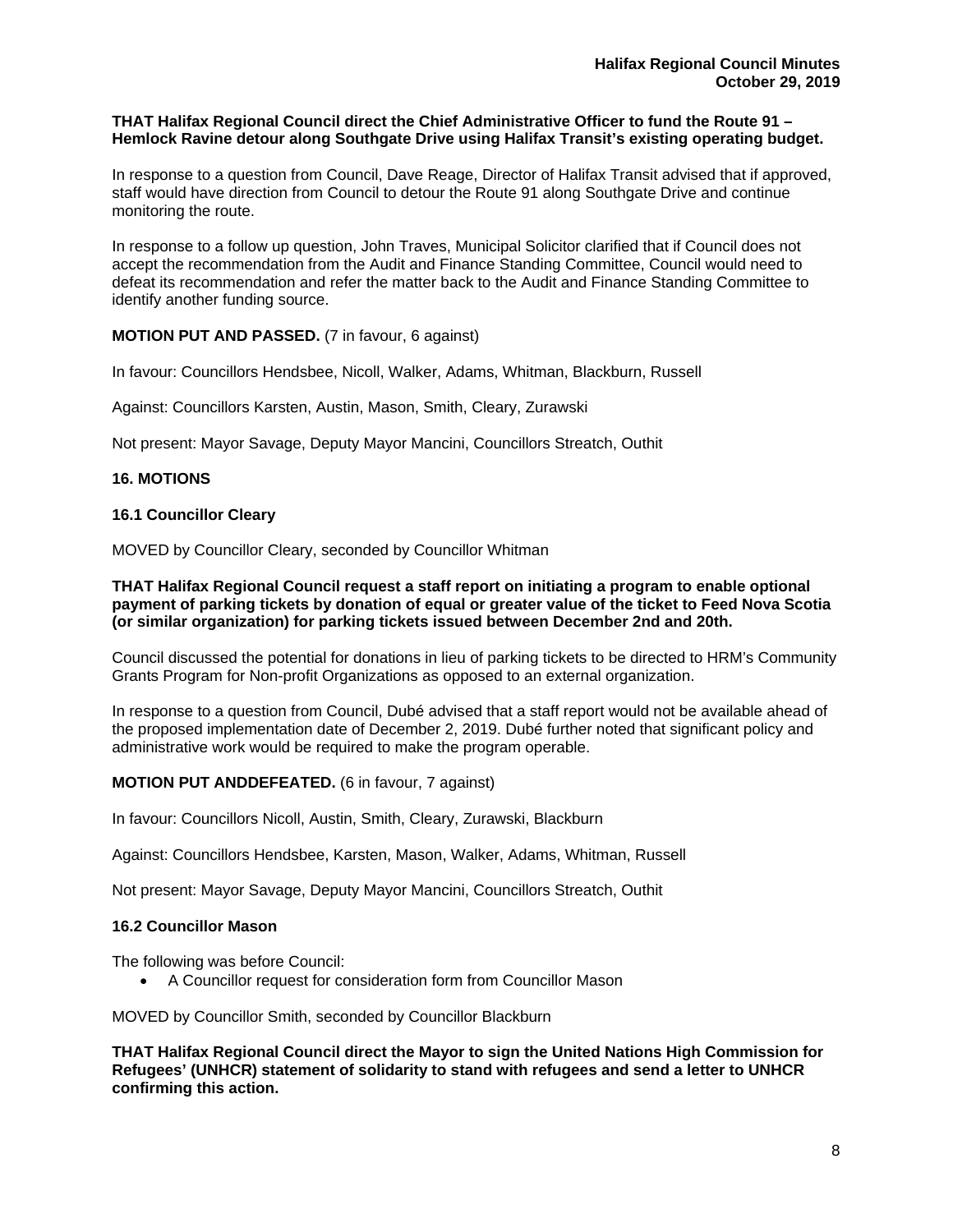**THAT Halifax Regional Council direct the Chief Administrative Officer to fund the Route 91 – Hemlock Ravine detour along Southgate Drive using Halifax Transit's existing operating budget.**

In response to a question from Council, Dave Reage, Director of Halifax Transit advised that if approved, staff would have direction from Council to detour the Route 91 along Southgate Drive and continue monitoring the route.

In response to a follow up question, John Traves, Municipal Solicitor clarified that if Council does not accept the recommendation from the Audit and Finance Standing Committee, Council would need to defeat its recommendation and refer the matter back to the Audit and Finance Standing Committee to identify another funding source.

**MOTION PUT AND PASSED.** (7 in favour, 6 against)

In favour: Councillors Hendsbee, Nicoll, Walker, Adams, Whitman, Blackburn, Russell

Against: Councillors Karsten, Austin, Mason, Smith, Cleary, Zurawski

Not present: Mayor Savage, Deputy Mayor Mancini, Councillors Streatch, Outhit

## 16. MOTIONS

### 16.1 Councillor Cleary

MOVED by Councillor Cleary, seconded by Councillor Whitman

**THAT Halifax Regional Council request a staff report on initiating a program to enable optional payment of parking tickets by donation of equal or greater value of the ticket to Feed Nova Scotia (or similar organization) for parking tickets issued between December 2nd and 20th.**

Council discussed the potential for donations in lieu of parking tickets to be directed to HRM's Community Grants Program for Non-profit Organizations as opposed to an external organization.

In response to a question from Council, Dubé advised that a staff report would not be available ahead of the proposed implementation date of December 2, 2019. Dubé further noted that significant policy and administrative work would be required to make the program operable.

**MOTION PUT ANDDEFEATED.** (6 in favour, 7 against)

In favour: Councillors Nicoll, Austin, Smith, Cleary, Zurawski, Blackburn

Against: Councillors Hendsbee, Karsten, Mason, Walker, Adams, Whitman, Russell

Not present: Mayor Savage, Deputy Mayor Mancini, Councillors Streatch, Outhit

### 16.2 Councillor Mason

The following was before Council:

- A Councillor request for consideration form from Councillor Mason

MOVED by Councillor Smith, seconded by Councillor Blackburn

**THAT Halifax Regional Council direct the Mayor to sign the United Nations High Commission for Refugees' (UNHCR) statement of solidarity to stand with refugees and send a letter to UNHCR confirming this action.**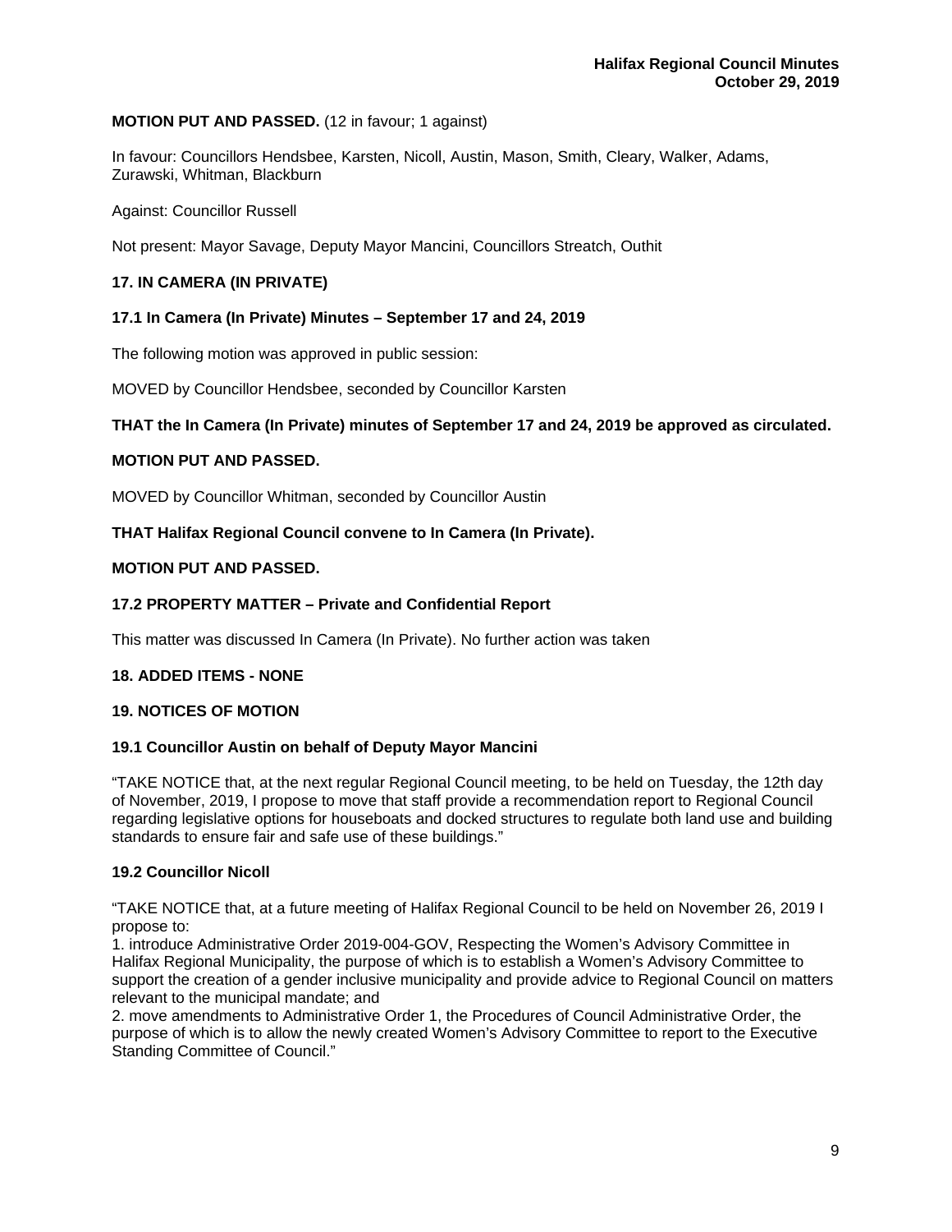**MOTION PUT AND PASSED.** (12 in favour; 1 against)

In favour: Councillors Hendsbee, Karsten, Nicoll, Austin, Mason, Smith, Cleary, Walker, Adams, Zurawski, Whitman, Blackburn

Against: Councillor Russell

Not present: Mayor Savage, Deputy Mayor Mancini, Councillors Streatch, Outhit

## 17. IN CAMERA (IN PRIVATE)

### 17.1 In Camera (In Private) Minutes – September 17 and 24, 2019

The following motion was approved in public session:

MOVED by Councillor Hendsbee, seconded by Councillor Karsten

**THAT the In Camera (In Private) minutes of September 17 and 24, 2019 be approved as circulated.**

**MOTION PUT AND PASSED.**

MOVED by Councillor Whitman, seconded by Councillor Austin

**THAT Halifax Regional Council convene to In Camera (In Private).**

**MOTION PUT AND PASSED.**

### 17.2 PROPERTY MATTER – Private and Confidential Report

This matter was discussed In Camera (In Private). No further action was taken

## 18. ADDED ITEMS - NONE

## 19. NOTICES OF MOTION

### 19.1 Councillor Austin on behalf of Deputy Mayor Mancini

"TAKE NOTICE that, at the next regular Regional Council meeting, to be held on Tuesday, the 12th day of November, 2019, I propose to move that staff provide a recommendation report to Regional Council regarding legislative options for houseboats and docked structures to regulate both land use and building standards to ensure fair and safe use of these buildings."

### 19.2 Councillor Nicoll

"TAKE NOTICE that, at a future meeting of Halifax Regional Council to be held on November 26, 2019 I propose to:

1. introduce Administrative Order 2019-004-GOV, Respecting the Women's Advisory Committee in Halifax Regional Municipality, the purpose of which is to establish a Women's Advisory Committee to support the creation of a gender inclusive municipality and provide advice to Regional Council on matters relevant to the municipal mandate; and
2. move amendments to Administrative Order 1, the Procedures of Council Administrative Order, the purpose of which is to allow the newly created Women's Advisory Committee to report to the Executive Standing Committee of Council."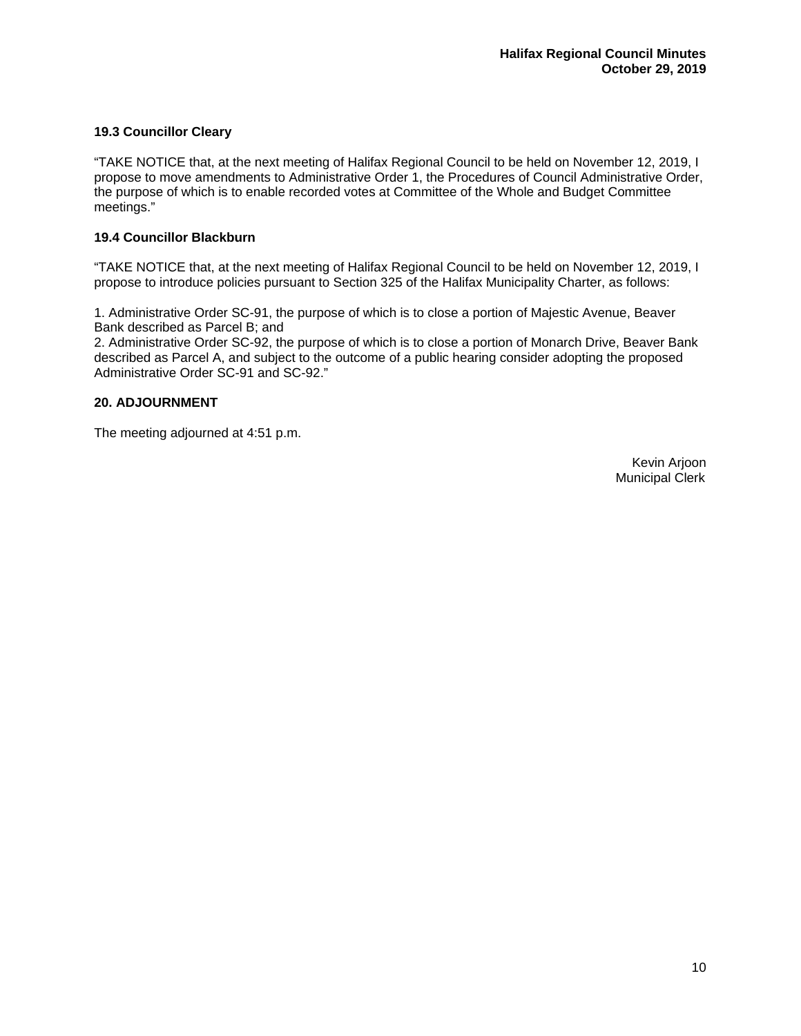### 19.3 Councillor Cleary

"TAKE NOTICE that, at the next meeting of Halifax Regional Council to be held on November 12, 2019, I propose to move amendments to Administrative Order 1, the Procedures of Council Administrative Order, the purpose of which is to enable recorded votes at Committee of the Whole and Budget Committee meetings."

### 19.4 Councillor Blackburn

"TAKE NOTICE that, at the next meeting of Halifax Regional Council to be held on November 12, 2019, I propose to introduce policies pursuant to Section 325 of the Halifax Municipality Charter, as follows:

1. Administrative Order SC-91, the purpose of which is to close a portion of Majestic Avenue, Beaver Bank described as Parcel B; and
2. Administrative Order SC-92, the purpose of which is to close a portion of Monarch Drive, Beaver Bank described as Parcel A, and subject to the outcome of a public hearing consider adopting the proposed Administrative Order SC-91 and SC-92."

## 20. ADJOURNMENT

The meeting adjourned at 4:51 p.m.

Kevin Arjoon
Municipal Clerk